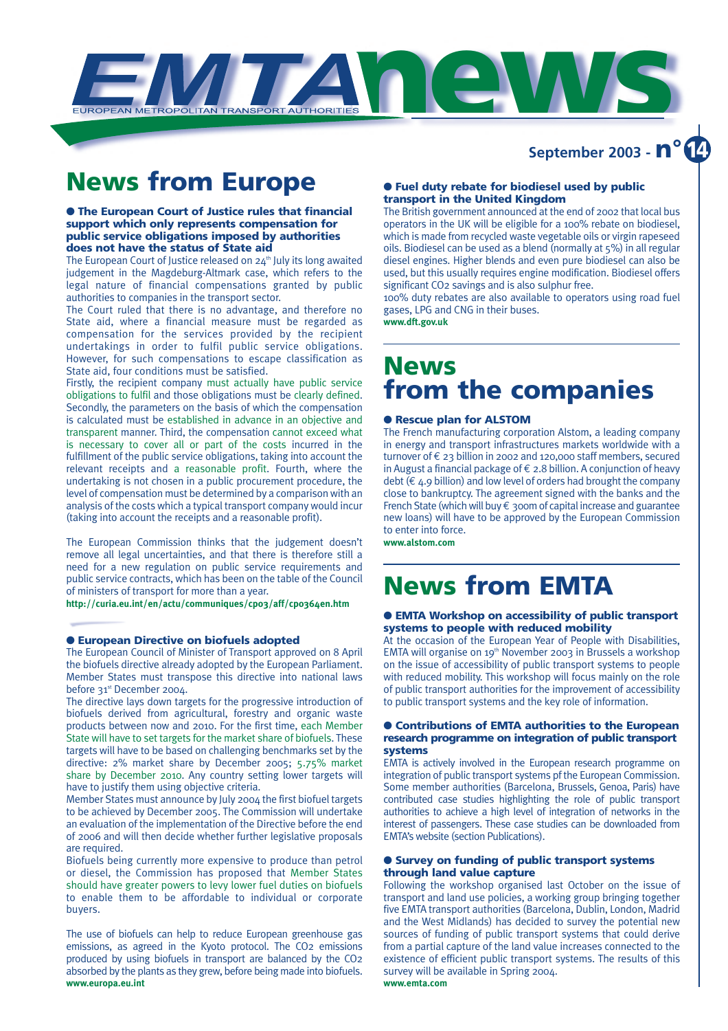# EMTA news

EUROPEAN METROPOLITAN TRANSPORT AUTHORITIES

September 2003 - n° 14

# News from Europe

## ● The European Court of Justice rules that financial support which only represents compensation for public service obligations imposed by authorities does not have the status of State aid

The European Court of Justice released on 24th July its long awaited judgement in the Magdeburg-Altmark case, which refers to the legal nature of financial compensations granted by public authorities to companies in the transport sector.

The Court ruled that there is no advantage, and therefore no State aid, where a financial measure must be regarded as compensation for the services provided by the recipient undertakings in order to fulfil public service obligations. However, for such compensations to escape classification as State aid, four conditions must be satisfied.

Firstly, the recipient company must actually have public service obligations to fulfil and those obligations must be clearly defined. Secondly, the parameters on the basis of which the compensation is calculated must be established in advance in an objective and transparent manner. Third, the compensation cannot exceed what is necessary to cover all or part of the costs incurred in the fulfillment of the public service obligations, taking into account the relevant receipts and a reasonable profit. Fourth, where the undertaking is not chosen in a public procurement procedure, the level of compensation must be determined by a comparison with an analysis of the costs which a typical transport company would incur (taking into account the receipts and a reasonable profit).

The European Commission thinks that the judgement doesn't remove all legal uncertainties, and that there is therefore still a need for a new regulation on public service requirements and public service contracts, which has been on the table of the Council of ministers of transport for more than a year.

**http://curia.eu.int/en/actu/communiques/cp03/aff/cp0364en.htm**

## ● European Directive on biofuels adopted

The European Council of Minister of Transport approved on 8 April the biofuels directive already adopted by the European Parliament. Member States must transpose this directive into national laws before 31st December 2004.

The directive lays down targets for the progressive introduction of biofuels derived from agricultural, forestry and organic waste products between now and 2010. For the first time, each Member State will have to set targets for the market share of biofuels. These targets will have to be based on challenging benchmarks set by the directive: 2% market share by December 2005; 5.75% market share by December 2010. Any country setting lower targets will have to justify them using objective criteria.

Member States must announce by July 2004 the first biofuel targets to be achieved by December 2005. The Commission will undertake an evaluation of the implementation of the Directive before the end of 2006 and will then decide whether further legislative proposals are required.

Biofuels being currently more expensive to produce than petrol or diesel, the Commission has proposed that Member States should have greater powers to levy lower fuel duties on biofuels to enable them to be affordable to individual or corporate buyers.

The use of biofuels can help to reduce European greenhouse gas emissions, as agreed in the Kyoto protocol. The $CO_2$ emissions produced by using biofuels in transport are balanced by the $CO_2$ absorbed by the plants as they grew, before being made into biofuels.

**www.europa.eu.int**

## ● Fuel duty rebate for biodiesel used by public transport in the United Kingdom

The British government announced at the end of 2002 that local bus operators in the UK will be eligible for a 100% rebate on biodiesel, which is made from recycled waste vegetable oils or virgin rapeseed oils. Biodiesel can be used as a blend (normally at 5%) in all regular diesel engines. Higher blends and even pure biodiesel can also be used, but this usually requires engine modification. Biodiesel offers significant $CO_2$ savings and is also sulphur free.

100% duty rebates are also available to operators using road fuel gases, LPG and CNG in their buses.

**www.dft.gov.uk**

# News from the companies

## ● Rescue plan for ALSTOM

The French manufacturing corporation Alstom, a leading company in energy and transport infrastructures markets worldwide with a turnover of € 23 billion in 2002 and 120,000 staff members, secured in August a financial package of € 2.8 billion. A conjunction of heavy debt (€ 4.9 billion) and low level of orders had brought the company close to bankruptcy. The agreement signed with the banks and the French State (which will buy € 300m of capital increase and guarantee new loans) will have to be approved by the European Commission to enter into force.

**www.alstom.com**

# News from EMTA

## ● EMTA Workshop on accessibility of public transport systems to people with reduced mobility

At the occasion of the European Year of People with Disabilities, EMTA will organise on 19th November 2003 in Brussels a workshop on the issue of accessibility of public transport systems to people with reduced mobility. This workshop will focus mainly on the role of public transport authorities for the improvement of accessibility to public transport systems and the key role of information.

## ● Contributions of EMTA authorities to the European research programme on integration of public transport systems

EMTA is actively involved in the European research programme on integration of public transport systems pf the European Commission. Some member authorities (Barcelona, Brussels, Genoa, Paris) have contributed case studies highlighting the role of public transport authorities to achieve a high level of integration of networks in the interest of passengers. These case studies can be downloaded from EMTA's website (section Publications).

## ● Survey on funding of public transport systems through land value capture

Following the workshop organised last October on the issue of transport and land use policies, a working group bringing together five EMTA transport authorities (Barcelona, Dublin, London, Madrid and the West Midlands) has decided to survey the potential new sources of funding of public transport systems that could derive from a partial capture of the land value increases connected to the existence of efficient public transport systems. The results of this survey will be available in Spring 2004.

**www.emta.com**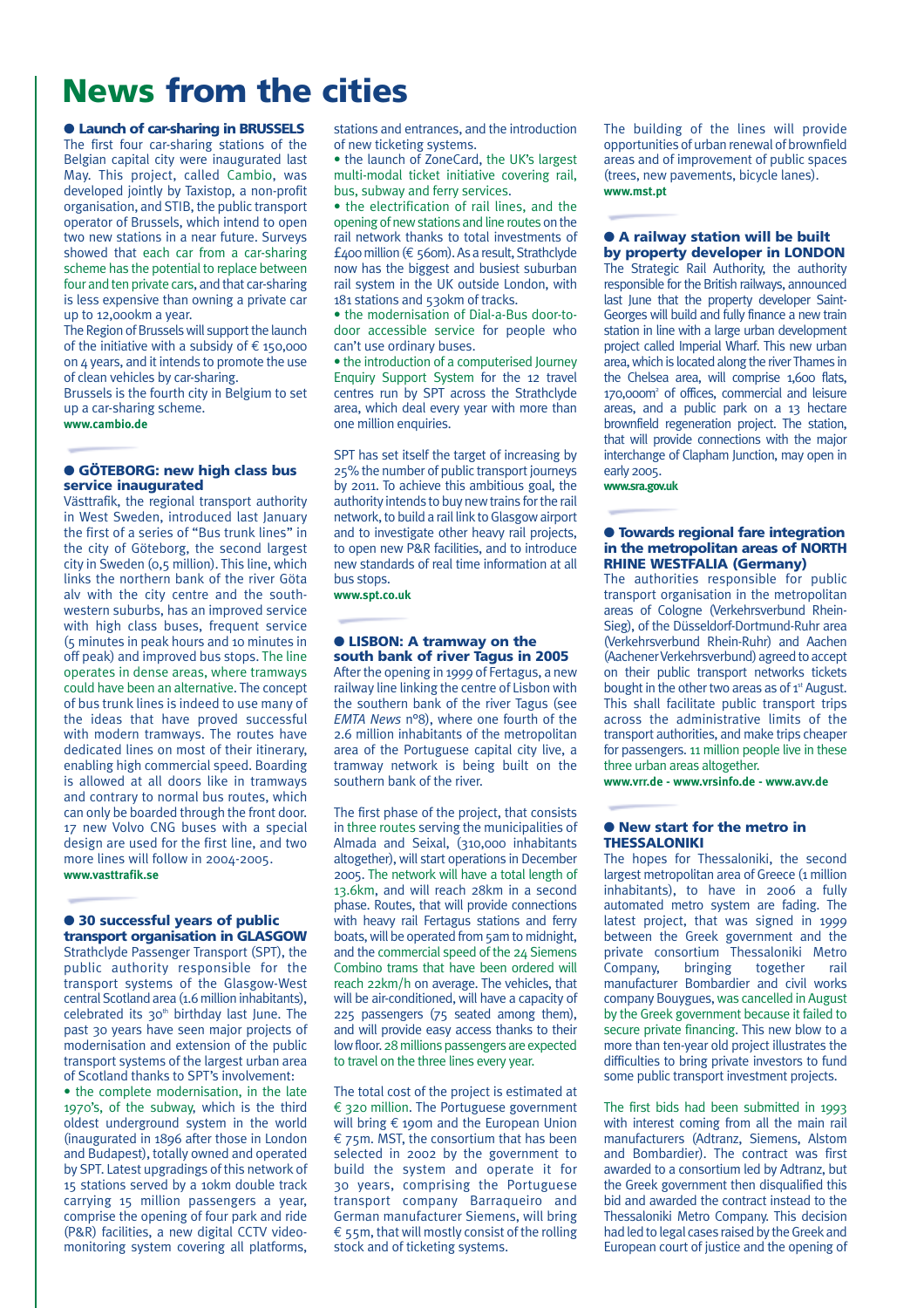# News from the cities

## Launch of car-sharing in BRUSSELS

The first four car-sharing stations of the Belgian capital city were inaugurated last May. This project, called Cambio, was developed jointly by Taxistop, a non-profit organisation, and STIB, the public transport operator of Brussels, which intend to open two new stations in a near future. Surveys showed that each car from a car-sharing scheme has the potential to replace between four and ten private cars, and that car-sharing is less expensive than owning a private car up to 12,000km a year.

The Region of Brussels will support the launch of the initiative with a subsidy of € 150,000 on 4 years, and it intends to promote the use of clean vehicles by car-sharing.

Brussels is the fourth city in Belgium to set up a car-sharing scheme.

**www.cambio.de**

## GÖTEBORG: new high class bus service inaugurated

Västtrafik, the regional transport authority in West Sweden, introduced last January the first of a series of "Bus trunk lines" in the city of Göteborg, the second largest city in Sweden (0,5 million). This line, which links the northern bank of the river Göta alv with the city centre and the south-western suburbs, has an improved service with high class buses, frequent service (5 minutes in peak hours and 10 minutes in off peak) and improved bus stops. The line operates in dense areas, where tramways could have been an alternative. The concept of bus trunk lines is indeed to use many of the ideas that have proved successful with modern tramways. The routes have dedicated lines on most of their itinerary, enabling high commercial speed. Boarding is allowed at all doors like in tramways and contrary to normal bus routes, which can only be boarded through the front door. 17 new Volvo CNG buses with a special design are used for the first line, and two more lines will follow in 2004-2005.

**www.vasttrafik.se**

## 30 successful years of public transport organisation in GLASGOW

Strathclyde Passenger Transport (SPT), the public authority responsible for the transport systems of the Glasgow-West central Scotland area (1.6 million inhabitants), celebrated its 30th birthday last June. The past 30 years have seen major projects of modernisation and extension of the public transport systems of the largest urban area of Scotland thanks to SPT's involvement:

- the complete modernisation, in the late 1970's, of the subway, which is the third oldest underground system in the world (inaugurated in 1896 after those in London and Budapest), totally owned and operated by SPT. Latest upgradings of this network of 15 stations served by a 10km double track carrying 15 million passengers a year, comprise the opening of four park and ride (P&R) facilities, a new digital CCTV video-monitoring system covering all platforms, stations and entrances, and the introduction of new ticketing systems.
- the launch of ZoneCard, the UK's largest multi-modal ticket initiative covering rail, bus, subway and ferry services.
- the electrification of rail lines, and the opening of new stations and line routes on the rail network thanks to total investments of £400 million (€ 560m). As a result, Strathclyde now has the biggest and busiest suburban rail system in the UK outside London, with 181 stations and 530km of tracks.
- the modernisation of Dial-a-Bus door-to-door accessible service for people who can't use ordinary buses.
- the introduction of a computerised Journey Enquiry Support System for the 12 travel centres run by SPT across the Strathclyde area, which deal every year with more than one million enquiries.

SPT has set itself the target of increasing by 25% the number of public transport journeys by 2011. To achieve this ambitious goal, the authority intends to buy new trains for the rail network, to build a rail link to Glasgow airport and to investigate other heavy rail projects, to open new P&R facilities, and to introduce new standards of real time information at all bus stops.

**www.spt.co.uk**

## LISBON: A tramway on the south bank of river Tagus in 2005

After the opening in 1999 of Fertagus, a new railway line linking the centre of Lisbon with the southern bank of the river Tagus (see *EMTA News* n°8), where one fourth of the 2.6 million inhabitants of the metropolitan area of the Portuguese capital city live, a tramway network is being built on the southern bank of the river.

The first phase of the project, that consists in three routes serving the municipalities of Almada and Seixal, (310,000 inhabitants altogether), will start operations in December 2005. The network will have a total length of 13.6km, and will reach 28km in a second phase. Routes, that will provide connections with heavy rail Fertagus stations and ferry boats, will be operated from 5am to midnight, and the commercial speed of the 24 Siemens Combino trams that have been ordered will reach 22km/h on average. The vehicles, that will be air-conditioned, will have a capacity of 225 passengers (75 seated among them), and will provide easy access thanks to their low floor. 28 millions passengers are expected to travel on the three lines every year.

The total cost of the project is estimated at € 320 million. The Portuguese government will bring € 190m and the European Union € 75m. MST, the consortium that has been selected in 2002 by the government to build the system and operate it for 30 years, comprising the Portuguese transport company Barraqueiro and German manufacturer Siemens, will bring € 55m, that will mostly consist of the rolling stock and of ticketing systems.

The building of the lines will provide opportunities of urban renewal of brownfield areas and of improvement of public spaces (trees, new pavements, bicycle lanes).

**www.mst.pt**

## A railway station will be built by property developer in LONDON

The Strategic Rail Authority, the authority responsible for the British railways, announced last June that the property developer Saint-Georges will build and fully finance a new train station in line with a large urban development project called Imperial Wharf. This new urban area, which is located along the river Thames in the Chelsea area, will comprise 1,600 flats, 170,000m² of offices, commercial and leisure areas, and a public park on a 13 hectare brownfield regeneration project. The station, that will provide connections with the major interchange of Clapham Junction, may open in early 2005.

**www.sra.gov.uk**

## Towards regional fare integration in the metropolitan areas of NORTH RHINE WESTFALIA (Germany)

The authorities responsible for public transport organisation in the metropolitan areas of Cologne (Verkehrsverbund Rhein-Sieg), of the Düsseldorf-Dortmund-Ruhr area (Verkehrsverbund Rhein-Ruhr) and Aachen (Aachener Verkehrsverbund) agreed to accept on their public transport networks tickets bought in the other two areas as of 1st August. This shall facilitate public transport trips across the administrative limits of the transport authorities, and make trips cheaper for passengers. 11 million people live in these three urban areas altogether.

**www.vrr.de - www.vrsinfo.de - www.avv.de**

## New start for the metro in THESSALONIKI

The hopes for Thessaloniki, the second largest metropolitan area of Greece (1 million inhabitants), to have in 2006 a fully automated metro system are fading. The latest project, that was signed in 1999 between the Greek government and the private consortium Thessaloniki Metro Company, bringing together rail manufacturer Bombardier and civil works company Bouygues, was cancelled in August by the Greek government because it failed to secure private financing. This new blow to a more than ten-year old project illustrates the difficulties to bring private investors to fund some public transport investment projects.

The first bids had been submitted in 1993 with interest coming from all the main rail manufacturers (Adtranz, Siemens, Alstom and Bombardier). The contract was first awarded to a consortium led by Adtranz, but the Greek government then disqualified this bid and awarded the contract instead to the Thessaloniki Metro Company. This decision had led to legal cases raised by the Greek and European court of justice and the opening of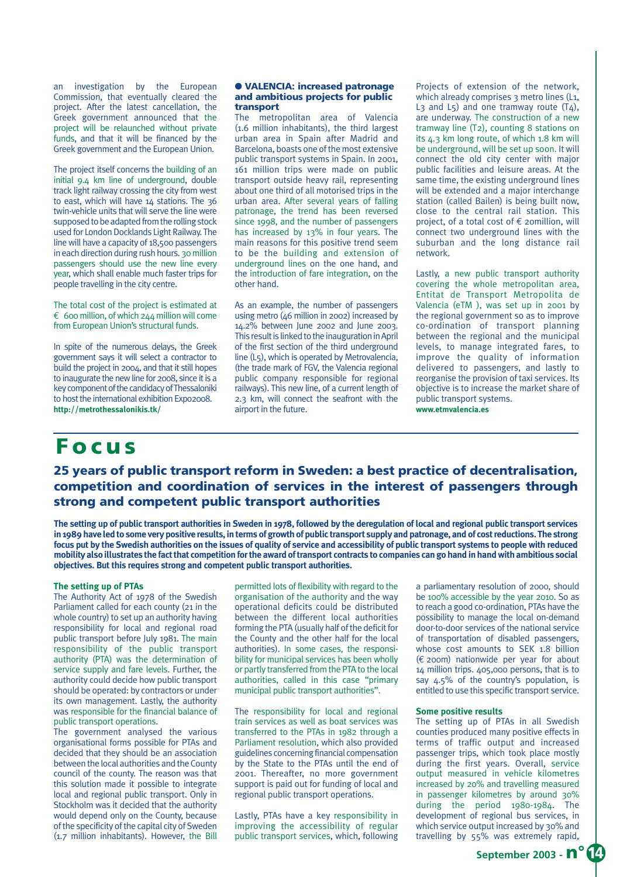an investigation by the European Commission, that eventually cleared the project. After the latest cancellation, the Greek government announced that the project will be relaunched without private funds, and that it will be financed by the Greek government and the European Union.

The project itself concerns the building of an initial 9.4 km line of underground, double track light railway crossing the city from west to east, which will have 14 stations. The 36 twin-vehicle units that will serve the line were supposed to be adapted from the rolling stock used for London Docklands Light Railway. The line will have a capacity of 18,500 passengers in each direction during rush hours. 30 million passengers should use the new line every year, which shall enable much faster trips for people travelling in the city centre.

The total cost of the project is estimated at € 600 million, of which 244 million will come from European Union's structural funds.

In spite of the numerous delays, the Greek government says it will select a contractor to build the project in 2004, and that it still hopes to inaugurate the new line for 2008, since it is a key component of the candidacy of Thessaloniki to host the international exhibition Expo2008.
**http://metrothessalonikis.tk/**

### ● VALENCIA: increased patronage and ambitious projects for public transport

The metropolitan area of Valencia (1.6 million inhabitants), the third largest urban area in Spain after Madrid and Barcelona, boasts one of the most extensive public transport systems in Spain. In 2001, 161 million trips were made on public transport outside heavy rail, representing about one third of all motorised trips in the urban area. After several years of falling patronage, the trend has been reversed since 1998, and the number of passengers has increased by 13% in four years. The main reasons for this positive trend seem to be the building and extension of underground lines on the one hand, and the introduction of fare integration, on the other hand.

As an example, the number of passengers using metro (46 million in 2002) increased by 14.2% between June 2002 and June 2003. This result is linked to the inauguration in April of the first section of the third underground line (L5), which is operated by Metrovalencia, (the trade mark of FGV, the Valencia regional public company responsible for regional railways). This new line, of a current length of 2.3 km, will connect the seafront with the airport in the future.

Projects of extension of the network, which already comprises 3 metro lines (L1, L3 and L5) and one tramway route (T4), are underway. The construction of a new tramway line (T2), counting 8 stations on its 4.3 km long route, of which 1.8 km will be underground, will be set up soon. It will connect the old city center with major public facilities and leisure areas. At the same time, the existing underground lines will be extended and a major interchange station (called Bailen) is being built now, close to the central rail station. This project, of a total cost of € 20million, will connect two underground lines with the suburban and the long distance rail network.

Lastly, a new public transport authority covering the whole metropolitan area, Entitat de Transport Metropolita de Valencia (eTM ), was set up in 2001 by the regional government so as to improve co-ordination of transport planning between the regional and the municipal levels, to manage integrated fares, to improve the quality of information delivered to passengers, and lastly to reorganise the provision of taxi services. Its objective is to increase the market share of public transport systems.
**www.etmvalencia.es**

# Focus

## 25 years of public transport reform in Sweden: a best practice of decentralisation, competition and coordination of services in the interest of passengers through strong and competent public transport authorities

**The setting up of public transport authorities in Sweden in 1978, followed by the deregulation of local and regional public transport services in 1989 have led to some very positive results, in terms of growth of public transport supply and patronage, and of cost reductions. The strong focus put by the Swedish authorities on the issues of quality of service and accessibility of public transport systems to people with reduced mobility also illustrates the fact that competition for the award of transport contracts to companies can go hand in hand with ambitious social objectives. But this requires strong and competent public transport authorities.**

### The setting up of PTAs

The Authority Act of 1978 of the Swedish Parliament called for each county (21 in the whole country) to set up an authority having responsibility for local and regional road public transport before July 1981. The main responsibility of the public transport authority (PTA) was the determination of service supply and fare levels. Further, the authority could decide how public transport should be operated: by contractors or under its own management. Lastly, the authority was responsible for the financial balance of public transport operations.

The government analysed the various organisational forms possible for PTAs and decided that they should be an association between the local authorities and the County council of the county. The reason was that this solution made it possible to integrate local and regional public transport. Only in Stockholm was it decided that the authority would depend only on the County, because of the specificity of the capital city of Sweden (1.7 million inhabitants). However, the Bill permitted lots of flexibility with regard to the organisation of the authority and the way operational deficits could be distributed between the different local authorities forming the PTA (usually half of the deficit for the County and the other half for the local authorities). In some cases, the responsibility for municipal services has been wholly or partly transferred from the PTA to the local authorities, called in this case "primary municipal public transport authorities".

The responsibility for local and regional train services as well as boat services was transferred to the PTAs in 1982 through a Parliament resolution, which also provided guidelines concerning financial compensation by the State to the PTAs until the end of 2001. Thereafter, no more government support is paid out for funding of local and regional public transport operations.

Lastly, PTAs have a key responsibility in improving the accessibility of regular public transport services, which, following a parliamentary resolution of 2000, should be 100% accessible by the year 2010. So as to reach a good co-ordination, PTAs have the possibility to manage the local on-demand door-to-door services of the national service of transportation of disabled passengers, whose cost amounts to SEK 1.8 billion (€ 200m) nationwide per year for about 14 million trips. 405,000 persons, that is to say 4.5% of the country's population, is entitled to use this specific transport service.

### Some positive results

The setting up of PTAs in all Swedish counties produced many positive effects in terms of traffic output and increased passenger trips, which took place mostly during the first years. Overall, service output measured in vehicle kilometres increased by 20% and travelling measured in passenger kilometres by around 30% during the period 1980-1984. The development of regional bus services, in which service output increased by 30% and travelling by 55% was extremely rapid,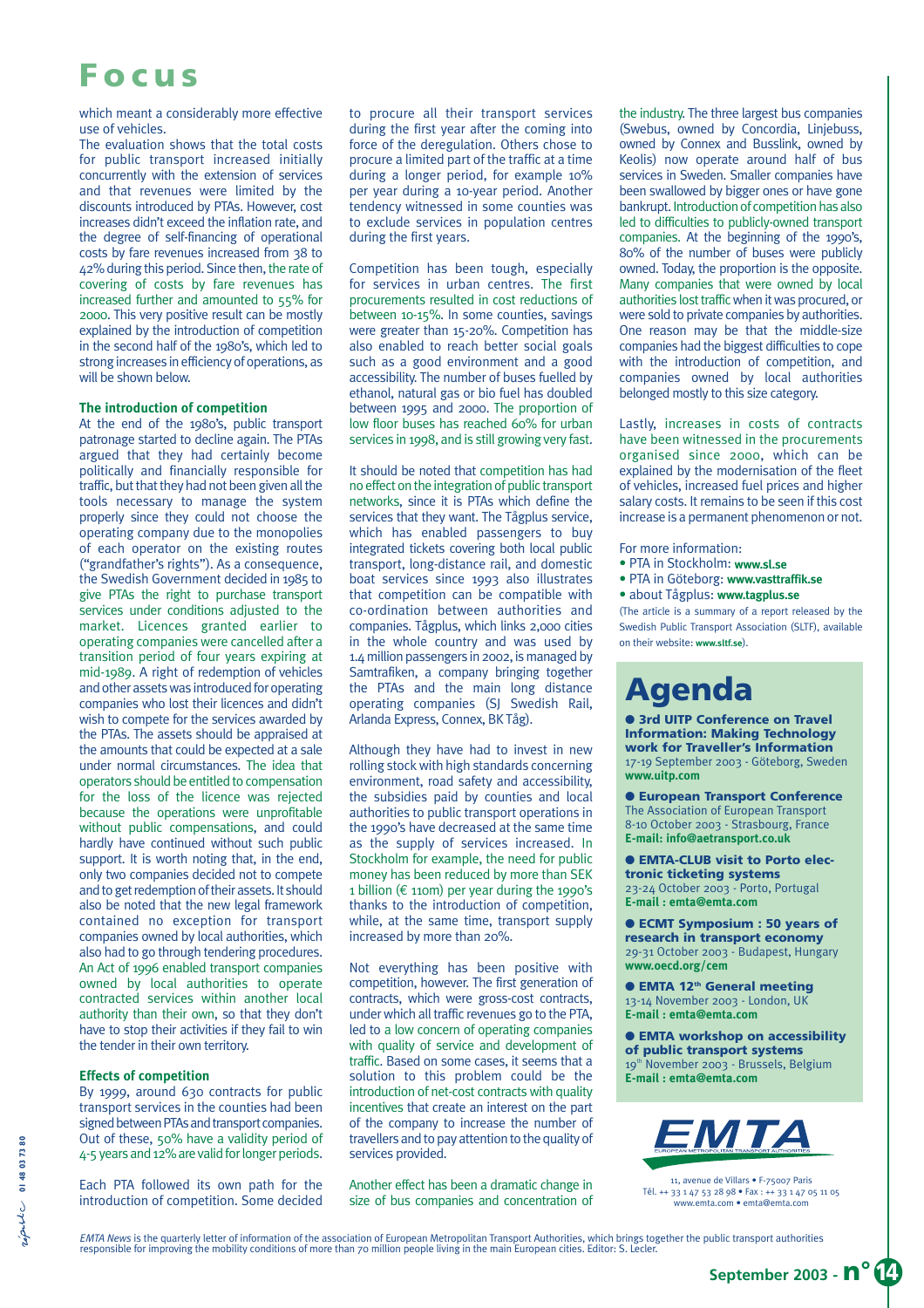# Focus

which meant a considerably more effective use of vehicles.

The evaluation shows that the total costs for public transport increased initially concurrently with the extension of services and that revenues were limited by the discounts introduced by PTAs. However, cost increases didn't exceed the inflation rate, and the degree of self-financing of operational costs by fare revenues increased from 38 to 42% during this period. Since then, the rate of covering of costs by fare revenues has increased further and amounted to 55% for 2000. This very positive result can be mostly explained by the introduction of competition in the second half of the 1980's, which led to strong increases in efficiency of operations, as will be shown below.

### The introduction of competition

At the end of the 1980's, public transport patronage started to decline again. The PTAs argued that they had certainly become politically and financially responsible for traffic, but that they had not been given all the tools necessary to manage the system properly since they could not choose the operating company due to the monopolies of each operator on the existing routes ("grandfather's rights"). As a consequence, the Swedish Government decided in 1985 to give PTAs the right to purchase transport services under conditions adjusted to the market. Licences granted earlier to operating companies were cancelled after a transition period of four years expiring at mid-1989. A right of redemption of vehicles and other assets was introduced for operating companies who lost their licences and didn't wish to compete for the services awarded by the PTAs. The assets should be appraised at the amounts that could be expected at a sale under normal circumstances. The idea that operators should be entitled to compensation for the loss of the licence was rejected because the operations were unprofitable without public compensations, and could hardly have continued without such public support. It is worth noting that, in the end, only two companies decided not to compete and to get redemption of their assets. It should also be noted that the new legal framework contained no exception for transport companies owned by local authorities, which also had to go through tendering procedures. An Act of 1996 enabled transport companies owned by local authorities to operate contracted services within another local authority than their own, so that they don't have to stop their activities if they fail to win the tender in their own territory.

### Effects of competition

By 1999, around 630 contracts for public transport services in the counties had been signed between PTAs and transport companies. Out of these, 50% have a validity period of 4-5 years and 12% are valid for longer periods.

Each PTA followed its own path for the introduction of competition. Some decided to procure all their transport services during the first year after the coming into force of the deregulation. Others chose to procure a limited part of the traffic at a time during a longer period, for example 10% per year during a 10-year period. Another tendency witnessed in some counties was to exclude services in population centres during the first years.

Competition has been tough, especially for services in urban centres. The first procurements resulted in cost reductions of between 10-15%. In some counties, savings were greater than 15-20%. Competition has also enabled to reach better social goals such as a good environment and a good accessibility. The number of buses fuelled by ethanol, natural gas or bio fuel has doubled between 1995 and 2000. The proportion of low floor buses has reached 60% for urban services in 1998, and is still growing very fast.

It should be noted that competition has had no effect on the integration of public transport networks, since it is PTAs which define the services that they want. The Tågplus service, which has enabled passengers to buy integrated tickets covering both local public transport, long-distance rail, and domestic boat services since 1993 also illustrates that competition can be compatible with co-ordination between authorities and companies. Tågplus, which links 2,000 cities in the whole country and was used by 1.4 million passengers in 2002, is managed by Samtrafiken, a company bringing together the PTAs and the main long distance operating companies (SJ Swedish Rail, Arlanda Express, Connex, BK Tåg).

Although they have had to invest in new rolling stock with high standards concerning environment, road safety and accessibility, the subsidies paid by counties and local authorities to public transport operations in the 1990's have decreased at the same time as the supply of services increased. In Stockholm for example, the need for public money has been reduced by more than SEK 1 billion (€ 110m) per year during the 1990's thanks to the introduction of competition, while, at the same time, transport supply increased by more than 20%.

Not everything has been positive with competition, however. The first generation of contracts, which were gross-cost contracts, under which all traffic revenues go to the PTA, led to a low concern of operating companies with quality of service and development of traffic. Based on some cases, it seems that a solution to this problem could be the introduction of net-cost contracts with quality incentives that create an interest on the part of the company to increase the number of travellers and to pay attention to the quality of services provided.

Another effect has been a dramatic change in size of bus companies and concentration of the industry. The three largest bus companies (Swebus, owned by Concordia, Linjebuss, owned by Connex and Busslink, owned by Keolis) now operate around half of bus services in Sweden. Smaller companies have been swallowed by bigger ones or have gone bankrupt. Introduction of competition has also led to difficulties to publicly-owned transport companies. At the beginning of the 1990's, 80% of the number of buses were publicly owned. Today, the proportion is the opposite. Many companies that were owned by local authorities lost traffic when it was procured, or were sold to private companies by authorities. One reason may be that the middle-size companies had the biggest difficulties to cope with the introduction of competition, and companies owned by local authorities belonged mostly to this size category.

Lastly, increases in costs of contracts have been witnessed in the procurements organised since 2000, which can be explained by the modernisation of the fleet of vehicles, increased fuel prices and higher salary costs. It remains to be seen if this cost increase is a permanent phenomenon or not.

For more information:

- PTA in Stockholm: **www.sl.se**
- PTA in Göteborg: **www.vasttraffik.se**
- about Tågplus: **www.tagplus.se**

(The article is a summary of a report released by the Swedish Public Transport Association (SLTF), available on their website: **www.sltf.se**).

## Agenda

- **3rd UITP Conference on Travel Information: Making Technology work for Traveller's Information**
  17-19 September 2003 - Göteborg, Sweden
  **www.uitp.com**

- **European Transport Conference**
  The Association of European Transport
  8-10 October 2003 - Strasbourg, France
  **E-mail: info@aetransport.co.uk**

- **EMTA-CLUB visit to Porto electronic ticketing systems**
  23-24 October 2003 - Porto, Portugal
  **E-mail : emta@emta.com**

- **ECMT Symposium : 50 years of research in transport economy**
  29-31 October 2003 - Budapest, Hungary
  **www.oecd.org/cem**

- **EMTA 12th General meeting**
  13-14 November 2003 - London, UK
  **E-mail : emta@emta.com**

- **EMTA workshop on accessibility of public transport systems**
  19th November 2003 - Brussels, Belgium
  **E-mail : emta@emta.com**

EMTA
EUROPEAN METROPOLITAN TRANSPORT AUTHORITIES

11, avenue de Villars • F-75007 Paris
Tél. ++ 33 1 47 53 28 98 • Fax : ++ 33 1 47 05 11 05
www.emta.com • emta@emta.com

*EMTA News* is the quarterly letter of information of the association of European Metropolitan Transport Authorities, which brings together the public transport authorities responsible for improving the mobility conditions of more than 70 million people living in the main European cities. Editor: S. Lecler.

**September 2003 - n° 14**